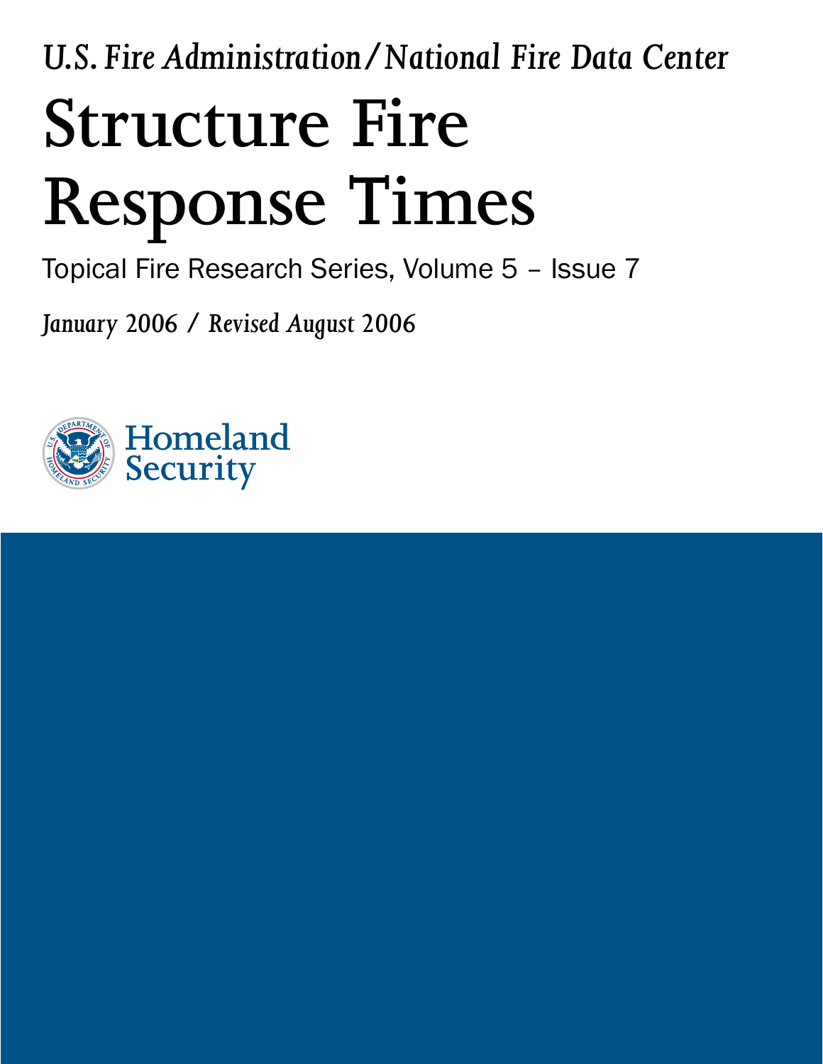*U.S. Fire Administration/National Fire Data Center*

# Structure Fire Response Times

Topical Fire Research Series, Volume 5 – Issue 7

*January 2006 / Revised August 2006*

Homeland Security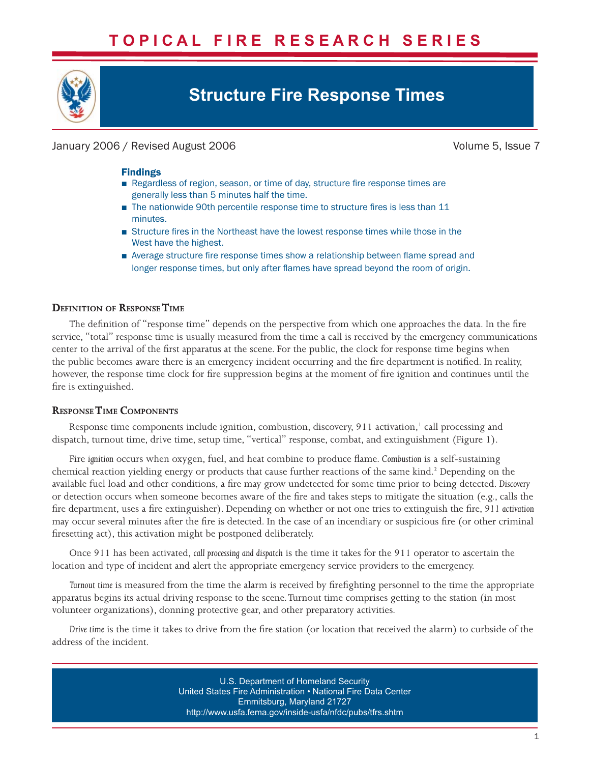# TOPICAL FIRE RESEARCH SERIES

## Structure Fire Response Times

January 2006 / Revised August 2006

Volume 5, Issue 7

### Findings

- Regardless of region, season, or time of day, structure fire response times are generally less than 5 minutes half the time.
- The nationwide 90th percentile response time to structure fires is less than 11 minutes.
- Structure fires in the Northeast have the lowest response times while those in the West have the highest.
- Average structure fire response times show a relationship between flame spread and longer response times, but only after flames have spread beyond the room of origin.

### Definition of Response Time

The definition of "response time" depends on the perspective from which one approaches the data. In the fire service, "total" response time is usually measured from the time a call is received by the emergency communications center to the arrival of the first apparatus at the scene. For the public, the clock for response time begins when the public becomes aware there is an emergency incident occurring and the fire department is notified. In reality, however, the response time clock for fire suppression begins at the moment of fire ignition and continues until the fire is extinguished.

### Response Time Components

Response time components include ignition, combustion, discovery, 911 activation,[1] call processing and dispatch, turnout time, drive time, setup time, "vertical" response, combat, and extinguishment (Figure 1).

Fire *ignition* occurs when oxygen, fuel, and heat combine to produce flame. *Combustion* is a self-sustaining chemical reaction yielding energy or products that cause further reactions of the same kind.[2] Depending on the available fuel load and other conditions, a fire may grow undetected for some time prior to being detected. *Discovery* or detection occurs when someone becomes aware of the fire and takes steps to mitigate the situation (e.g., calls the fire department, uses a fire extinguisher). Depending on whether or not one tries to extinguish the fire, *911 activation* may occur several minutes after the fire is detected. In the case of an incendiary or suspicious fire (or other criminal firesetting act), this activation might be postponed deliberately.

Once 911 has been activated, *call processing and dispatch* is the time it takes for the 911 operator to ascertain the location and type of incident and alert the appropriate emergency service providers to the emergency.

*Turnout time* is measured from the time the alarm is received by firefighting personnel to the time the appropriate apparatus begins its actual driving response to the scene. Turnout time comprises getting to the station (in most volunteer organizations), donning protective gear, and other preparatory activities.

*Drive time* is the time it takes to drive from the fire station (or location that received the alarm) to curbside of the address of the incident.

U.S. Department of Homeland Security
United States Fire Administration • National Fire Data Center
Emmitsburg, Maryland 21727
http://www.usfa.fema.gov/inside-usfa/nfdc/pubs/tfrs.shtm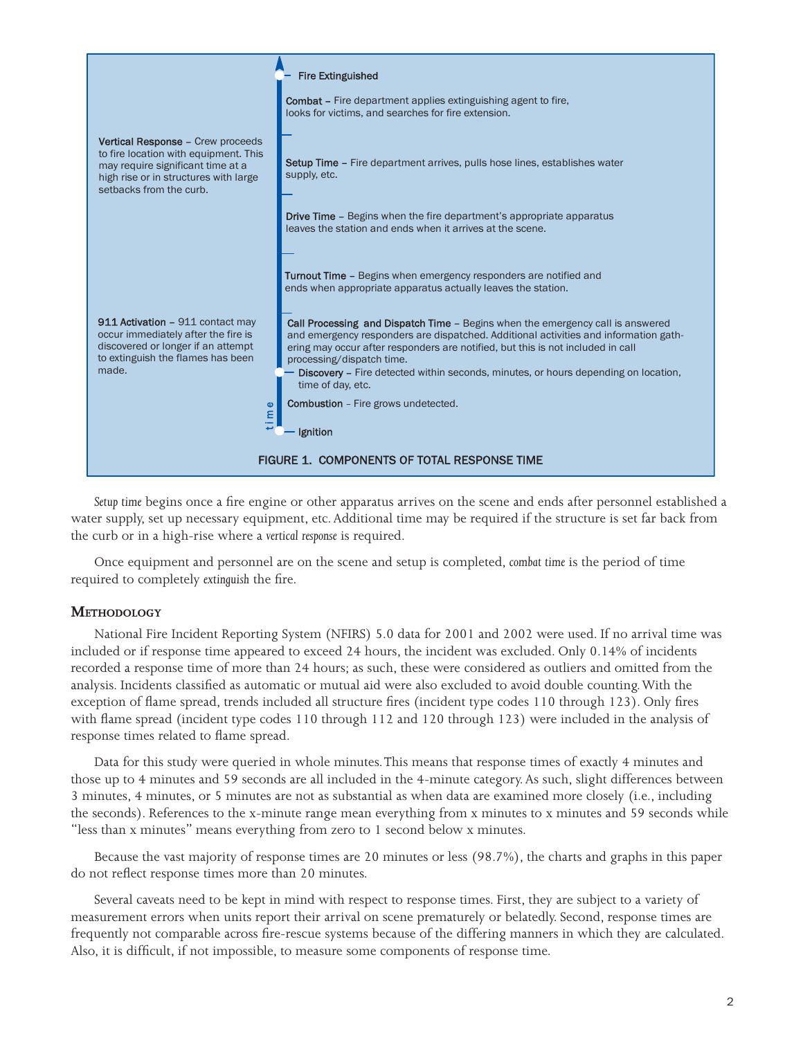**Fire Extinguished**

**Combat** – Fire department applies extinguishing agent to fire, looks for victims, and searches for fire extension.

**Vertical Response** – Crew proceeds to fire location with equipment. This may require significant time at a high rise or in structures with large setbacks from the curb.

**Setup Time** – Fire department arrives, pulls hose lines, establishes water supply, etc.

**Drive Time** – Begins when the fire department's appropriate apparatus leaves the station and ends when it arrives at the scene.

**Turnout Time** – Begins when emergency responders are notified and ends when appropriate apparatus actually leaves the station.

**911 Activation** – 911 contact may occur immediately after the fire is discovered or longer if an attempt to extinguish the flames has been made.

**Call Processing and Dispatch Time** – Begins when the emergency call is answered and emergency responders are dispatched. Additional activities and information gathering may occur after responders are notified, but this is not included in call processing/dispatch time.

**Discovery** – Fire detected within seconds, minutes, or hours depending on location, time of day, etc.

**Combustion** – Fire grows undetected.

**Ignition**

time

FIGURE 1. COMPONENTS OF TOTAL RESPONSE TIME

*Setup time* begins once a fire engine or other apparatus arrives on the scene and ends after personnel established a water supply, set up necessary equipment, etc. Additional time may be required if the structure is set far back from the curb or in a high-rise where a *vertical response* is required.

Once equipment and personnel are on the scene and setup is completed, *combat time* is the period of time required to completely *extinguish* the fire.

## Methodology

National Fire Incident Reporting System (NFIRS) 5.0 data for 2001 and 2002 were used. If no arrival time was included or if response time appeared to exceed 24 hours, the incident was excluded. Only 0.14% of incidents recorded a response time of more than 24 hours; as such, these were considered as outliers and omitted from the analysis. Incidents classified as automatic or mutual aid were also excluded to avoid double counting. With the exception of flame spread, trends included all structure fires (incident type codes 110 through 123). Only fires with flame spread (incident type codes 110 through 112 and 120 through 123) were included in the analysis of response times related to flame spread.

Data for this study were queried in whole minutes. This means that response times of exactly 4 minutes and those up to 4 minutes and 59 seconds are all included in the 4-minute category. As such, slight differences between 3 minutes, 4 minutes, or 5 minutes are not as substantial as when data are examined more closely (i.e., including the seconds). References to the x-minute range mean everything from x minutes to x minutes and 59 seconds while "less than x minutes" means everything from zero to 1 second below x minutes.

Because the vast majority of response times are 20 minutes or less (98.7%), the charts and graphs in this paper do not reflect response times more than 20 minutes.

Several caveats need to be kept in mind with respect to response times. First, they are subject to a variety of measurement errors when units report their arrival on scene prematurely or belatedly. Second, response times are frequently not comparable across fire-rescue systems because of the differing manners in which they are calculated. Also, it is difficult, if not impossible, to measure some components of response time.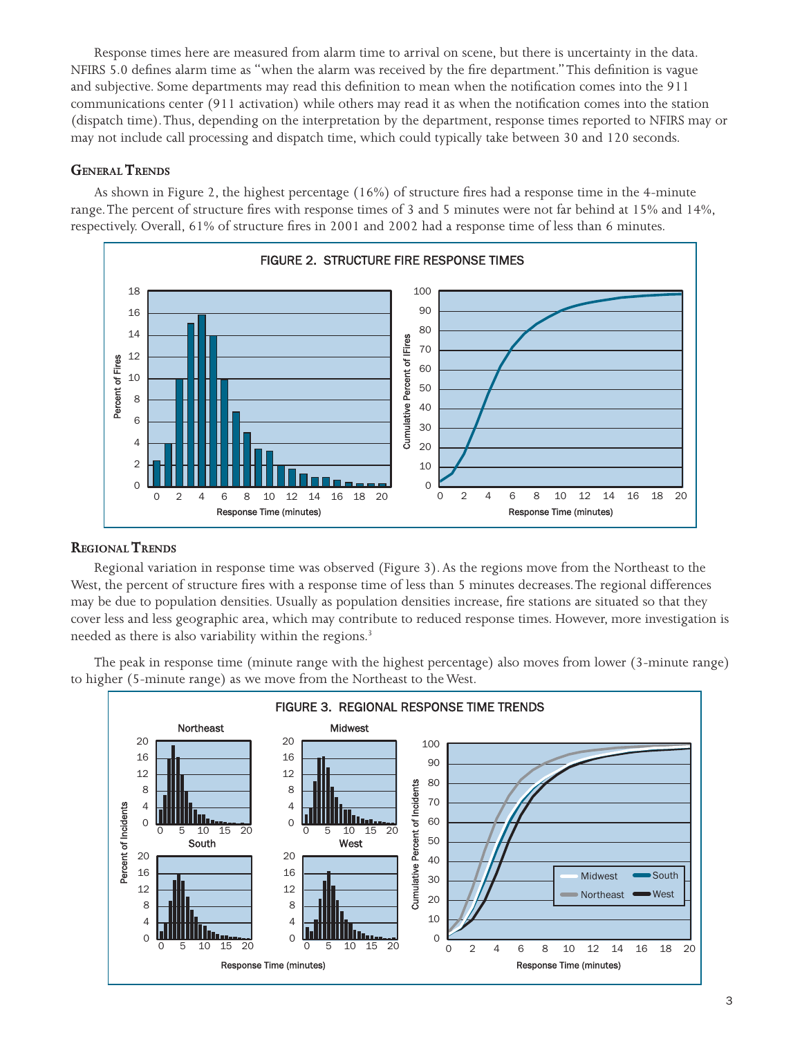Response times here are measured from alarm time to arrival on scene, but there is uncertainty in the data. NFIRS 5.0 defines alarm time as "when the alarm was received by the fire department." This definition is vague and subjective. Some departments may read this definition to mean when the notification comes into the 911 communications center (911 activation) while others may read it as when the notification comes into the station (dispatch time). Thus, depending on the interpretation by the department, response times reported to NFIRS may or may not include call processing and dispatch time, which could typically take between 30 and 120 seconds.

## General Trends

As shown in Figure 2, the highest percentage (16%) of structure fires had a response time in the 4-minute range. The percent of structure fires with response times of 3 and 5 minutes were not far behind at 15% and 14%, respectively. Overall, 61% of structure fires in 2001 and 2002 had a response time of less than 6 minutes.

FIGURE 2. STRUCTURE FIRE RESPONSE TIMES

## Regional Trends

Regional variation in response time was observed (Figure 3). As the regions move from the Northeast to the West, the percent of structure fires with a response time of less than 5 minutes decreases. The regional differences may be due to population densities. Usually as population densities increase, fire stations are situated so that they cover less and less geographic area, which may contribute to reduced response times. However, more investigation is needed as there is also variability within the regions.[3]

The peak in response time (minute range with the highest percentage) also moves from lower (3-minute range) to higher (5-minute range) as we move from the Northeast to the West.

FIGURE 3. REGIONAL RESPONSE TIME TRENDS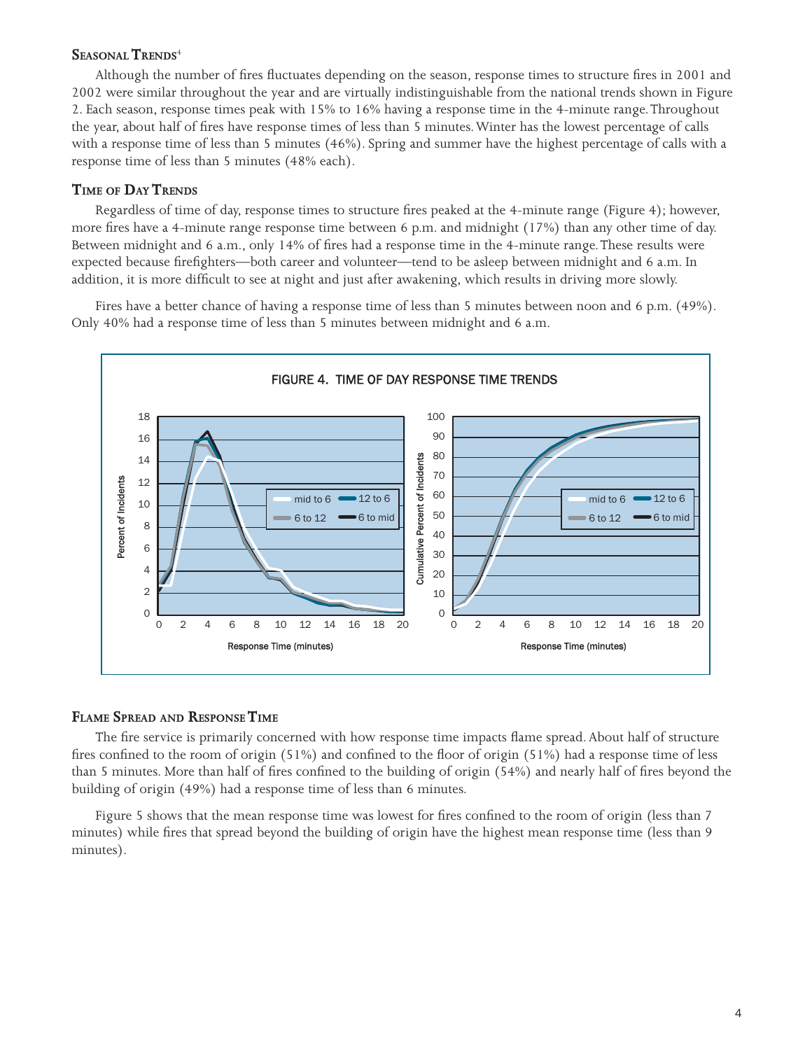### Seasonal Trends[4]

Although the number of fires fluctuates depending on the season, response times to structure fires in 2001 and 2002 were similar throughout the year and are virtually indistinguishable from the national trends shown in Figure 2. Each season, response times peak with 15% to 16% having a response time in the 4-minute range. Throughout the year, about half of fires have response times of less than 5 minutes. Winter has the lowest percentage of calls with a response time of less than 5 minutes (46%). Spring and summer have the highest percentage of calls with a response time of less than 5 minutes (48% each).

### Time of Day Trends

Regardless of time of day, response times to structure fires peaked at the 4-minute range (Figure 4); however, more fires have a 4-minute range response time between 6 p.m. and midnight (17%) than any other time of day. Between midnight and 6 a.m., only 14% of fires had a response time in the 4-minute range. These results were expected because firefighters—both career and volunteer—tend to be asleep between midnight and 6 a.m. In addition, it is more difficult to see at night and just after awakening, which results in driving more slowly.

Fires have a better chance of having a response time of less than 5 minutes between noon and 6 p.m. (49%). Only 40% had a response time of less than 5 minutes between midnight and 6 a.m.

FIGURE 4. TIME OF DAY RESPONSE TIME TRENDS

### Flame Spread and Response Time

The fire service is primarily concerned with how response time impacts flame spread. About half of structure fires confined to the room of origin (51%) and confined to the floor of origin (51%) had a response time of less than 5 minutes. More than half of fires confined to the building of origin (54%) and nearly half of fires beyond the building of origin (49%) had a response time of less than 6 minutes.

Figure 5 shows that the mean response time was lowest for fires confined to the room of origin (less than 7 minutes) while fires that spread beyond the building of origin have the highest mean response time (less than 9 minutes).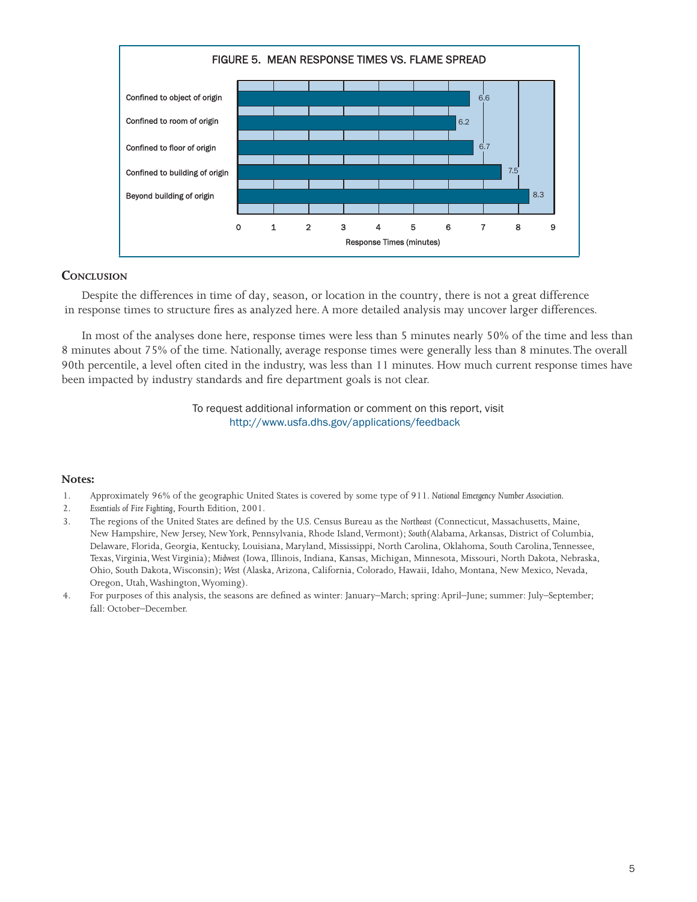FIGURE 5. MEAN RESPONSE TIMES VS. FLAME SPREAD

Confined to object of origin 6.6

Confined to room of origin 6.2

Confined to floor of origin 6.7

Confined to building of origin 7.5

Beyond building of origin 8.3

0 1 2 3 4 5 6 7 8 9

Response Times (minutes)

## Conclusion

Despite the differences in time of day, season, or location in the country, there is not a great difference in response times to structure fires as analyzed here. A more detailed analysis may uncover larger differences.

In most of the analyses done here, response times were less than 5 minutes nearly 50% of the time and less than 8 minutes about 75% of the time. Nationally, average response times were generally less than 8 minutes. The overall 90th percentile, a level often cited in the industry, was less than 11 minutes. How much current response times have been impacted by industry standards and fire department goals is not clear.

To request additional information or comment on this report, visit
http://www.usfa.dhs.gov/applications/feedback

**Notes:**

1. Approximately 96% of the geographic United States is covered by some type of 911. *National Emergency Number Association.*
2. *Essentials of Fire Fighting*, Fourth Edition, 2001.
3. The regions of the United States are defined by the U.S. Census Bureau as the *Northeast* (Connecticut, Massachusetts, Maine, New Hampshire, New Jersey, New York, Pennsylvania, Rhode Island, Vermont); *South* (Alabama, Arkansas, District of Columbia, Delaware, Florida, Georgia, Kentucky, Louisiana, Maryland, Mississippi, North Carolina, Oklahoma, South Carolina, Tennessee, Texas, Virginia, West Virginia); *Midwest* (Iowa, Illinois, Indiana, Kansas, Michigan, Minnesota, Missouri, North Dakota, Nebraska, Ohio, South Dakota, Wisconsin); *West* (Alaska, Arizona, California, Colorado, Hawaii, Idaho, Montana, New Mexico, Nevada, Oregon, Utah, Washington, Wyoming).
4. For purposes of this analysis, the seasons are defined as winter: January–March; spring: April–June; summer: July–September; fall: October–December.